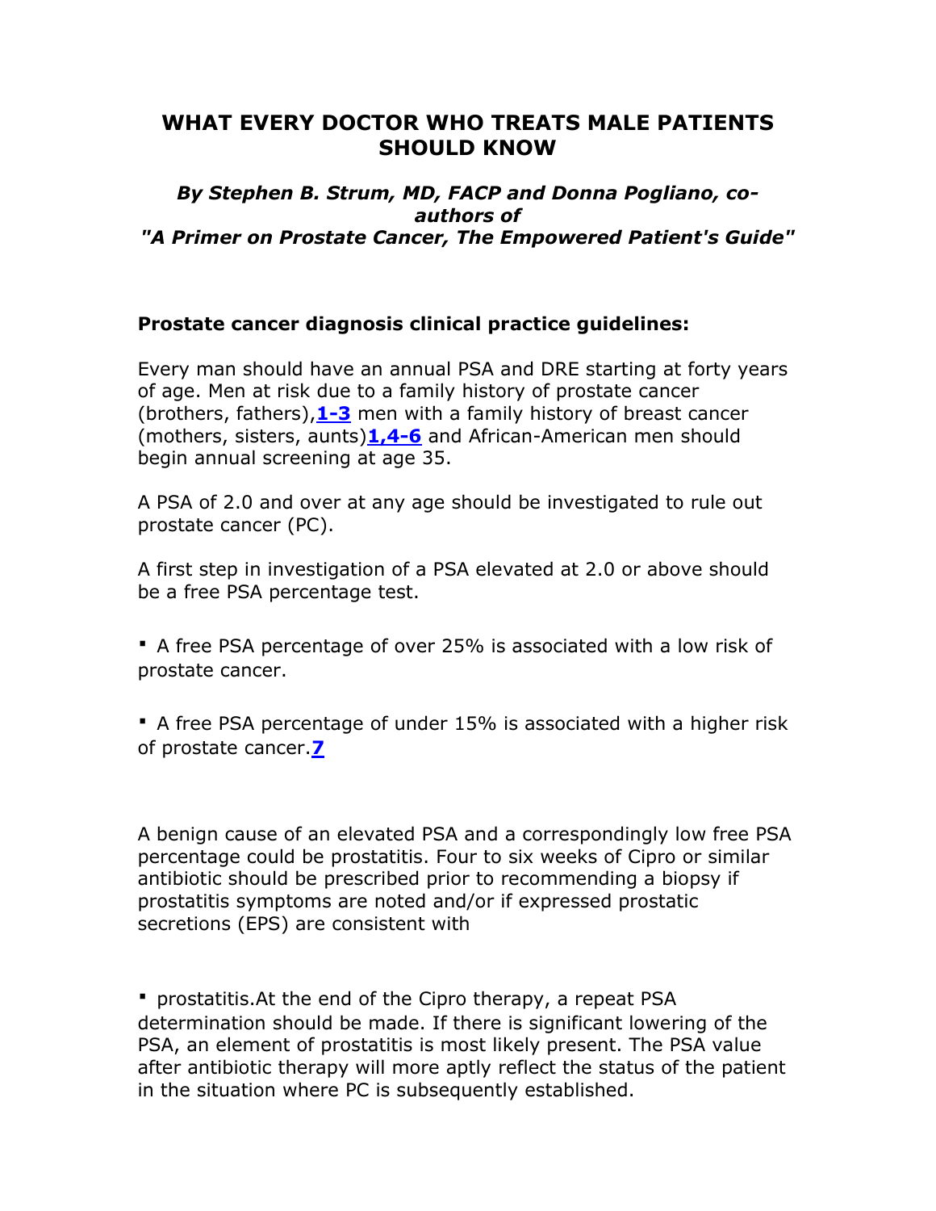# WHAT EVERY DOCTOR WHO TREATS MALE PATIENTS SHOULD KNOW

***By Stephen B. Strum, MD, FACP and Donna Pogliano, co-authors of "A Primer on Prostate Cancer, The Empowered Patient's Guide"***

## Prostate cancer diagnosis clinical practice guidelines:

Every man should have an annual PSA and DRE starting at forty years of age. Men at risk due to a family history of prostate cancer (brothers, fathers),[1-3] men with a family history of breast cancer (mothers, sisters, aunts)[1,4-6] and African-American men should begin annual screening at age 35.

A PSA of 2.0 and over at any age should be investigated to rule out prostate cancer (PC).

A first step in investigation of a PSA elevated at 2.0 or above should be a free PSA percentage test.

- A free PSA percentage of over 25% is associated with a low risk of prostate cancer.
- A free PSA percentage of under 15% is associated with a higher risk of prostate cancer.[7]

A benign cause of an elevated PSA and a correspondingly low free PSA percentage could be prostatitis. Four to six weeks of Cipro or similar antibiotic should be prescribed prior to recommending a biopsy if prostatitis symptoms are noted and/or if expressed prostatic secretions (EPS) are consistent with

- prostatitis.At the end of the Cipro therapy, a repeat PSA determination should be made. If there is significant lowering of the PSA, an element of prostatitis is most likely present. The PSA value after antibiotic therapy will more aptly reflect the status of the patient in the situation where PC is subsequently established.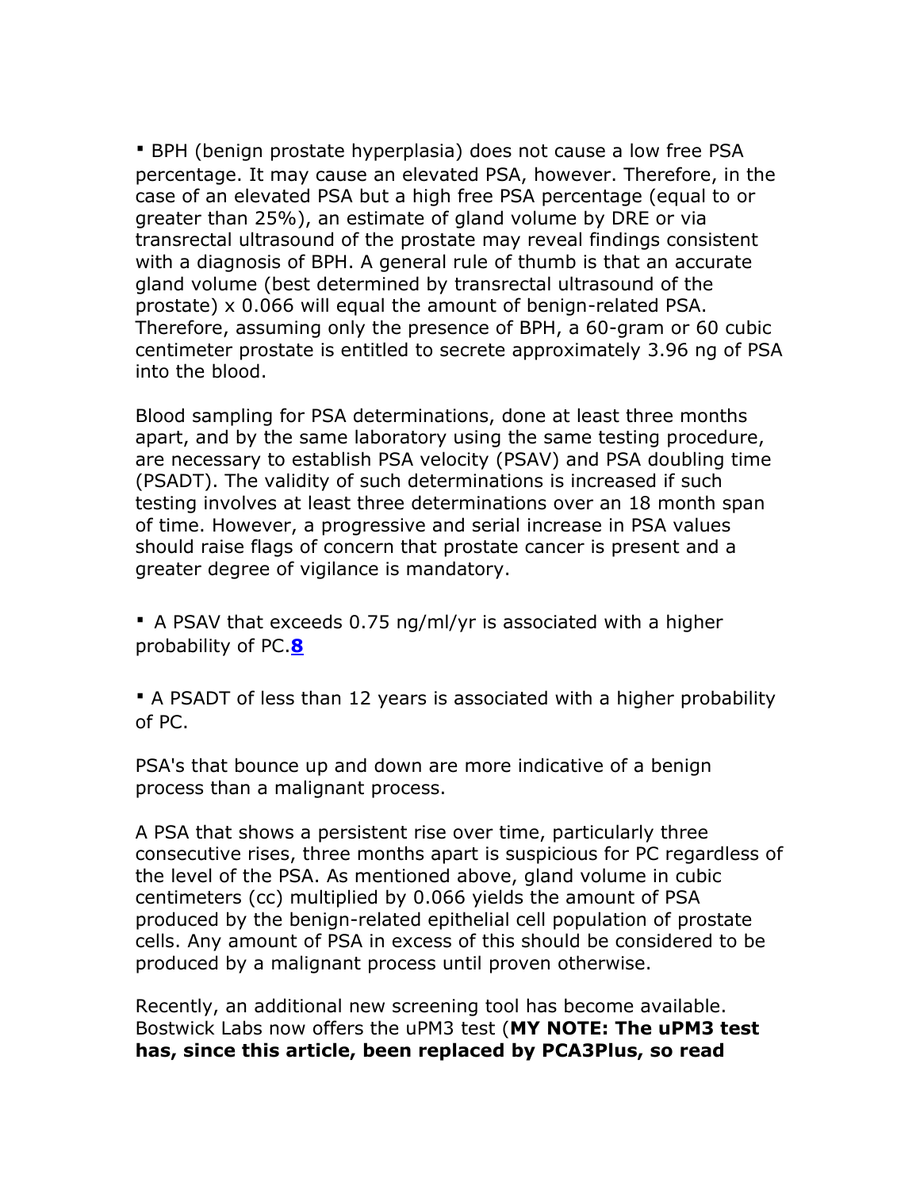- BPH (benign prostate hyperplasia) does not cause a low free PSA percentage. It may cause an elevated PSA, however. Therefore, in the case of an elevated PSA but a high free PSA percentage (equal to or greater than 25%), an estimate of gland volume by DRE or via transrectal ultrasound of the prostate may reveal findings consistent with a diagnosis of BPH. A general rule of thumb is that an accurate gland volume (best determined by transrectal ultrasound of the prostate) x 0.066 will equal the amount of benign-related PSA. Therefore, assuming only the presence of BPH, a 60-gram or 60 cubic centimeter prostate is entitled to secrete approximately 3.96 ng of PSA into the blood.

Blood sampling for PSA determinations, done at least three months apart, and by the same laboratory using the same testing procedure, are necessary to establish PSA velocity (PSAV) and PSA doubling time (PSADT). The validity of such determinations is increased if such testing involves at least three determinations over an 18 month span of time. However, a progressive and serial increase in PSA values should raise flags of concern that prostate cancer is present and a greater degree of vigilance is mandatory.

- A PSAV that exceeds 0.75 ng/ml/yr is associated with a higher probability of PC.[8]

- A PSADT of less than 12 years is associated with a higher probability of PC.

PSA's that bounce up and down are more indicative of a benign process than a malignant process.

A PSA that shows a persistent rise over time, particularly three consecutive rises, three months apart is suspicious for PC regardless of the level of the PSA. As mentioned above, gland volume in cubic centimeters (cc) multiplied by 0.066 yields the amount of PSA produced by the benign-related epithelial cell population of prostate cells. Any amount of PSA in excess of this should be considered to be produced by a malignant process until proven otherwise.

Recently, an additional new screening tool has become available. Bostwick Labs now offers the uPM3 test (**MY NOTE: The uPM3 test has, since this article, been replaced by PCA3Plus, so read**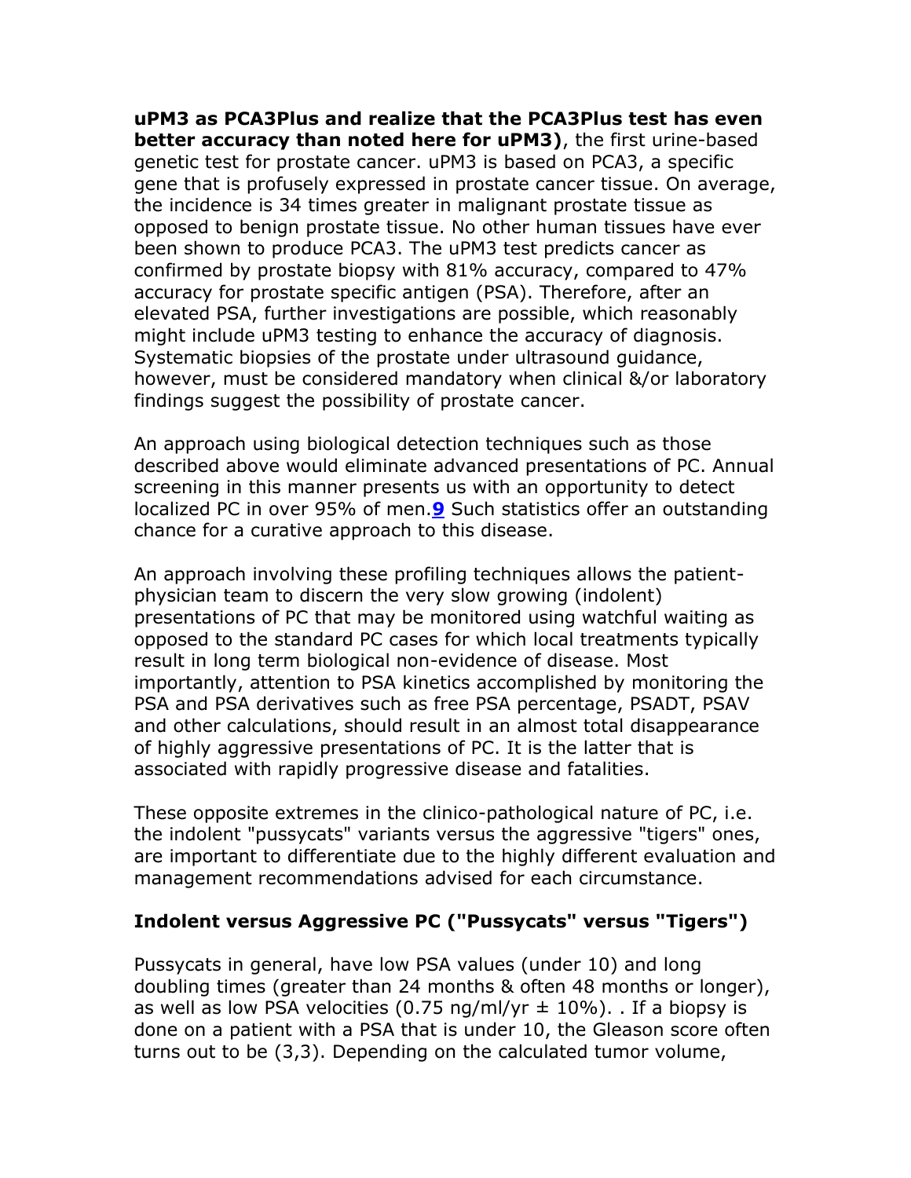**uPM3 as PCA3Plus and realize that the PCA3Plus test has even better accuracy than noted here for uPM3)**, the first urine-based genetic test for prostate cancer. uPM3 is based on PCA3, a specific gene that is profusely expressed in prostate cancer tissue. On average, the incidence is 34 times greater in malignant prostate tissue as opposed to benign prostate tissue. No other human tissues have ever been shown to produce PCA3. The uPM3 test predicts cancer as confirmed by prostate biopsy with 81% accuracy, compared to 47% accuracy for prostate specific antigen (PSA). Therefore, after an elevated PSA, further investigations are possible, which reasonably might include uPM3 testing to enhance the accuracy of diagnosis. Systematic biopsies of the prostate under ultrasound guidance, however, must be considered mandatory when clinical &/or laboratory findings suggest the possibility of prostate cancer.

An approach using biological detection techniques such as those described above would eliminate advanced presentations of PC. Annual screening in this manner presents us with an opportunity to detect localized PC in over 95% of men.[9] Such statistics offer an outstanding chance for a curative approach to this disease.

An approach involving these profiling techniques allows the patient-physician team to discern the very slow growing (indolent) presentations of PC that may be monitored using watchful waiting as opposed to the standard PC cases for which local treatments typically result in long term biological non-evidence of disease. Most importantly, attention to PSA kinetics accomplished by monitoring the PSA and PSA derivatives such as free PSA percentage, PSADT, PSAV and other calculations, should result in an almost total disappearance of highly aggressive presentations of PC. It is the latter that is associated with rapidly progressive disease and fatalities.

These opposite extremes in the clinico-pathological nature of PC, i.e. the indolent "pussycats" variants versus the aggressive "tigers" ones, are important to differentiate due to the highly different evaluation and management recommendations advised for each circumstance.

### Indolent versus Aggressive PC ("Pussycats" versus "Tigers")

Pussycats in general, have low PSA values (under 10) and long doubling times (greater than 24 months & often 48 months or longer), as well as low PSA velocities (0.75 ng/ml/yr ± 10%). . If a biopsy is done on a patient with a PSA that is under 10, the Gleason score often turns out to be (3,3). Depending on the calculated tumor volume,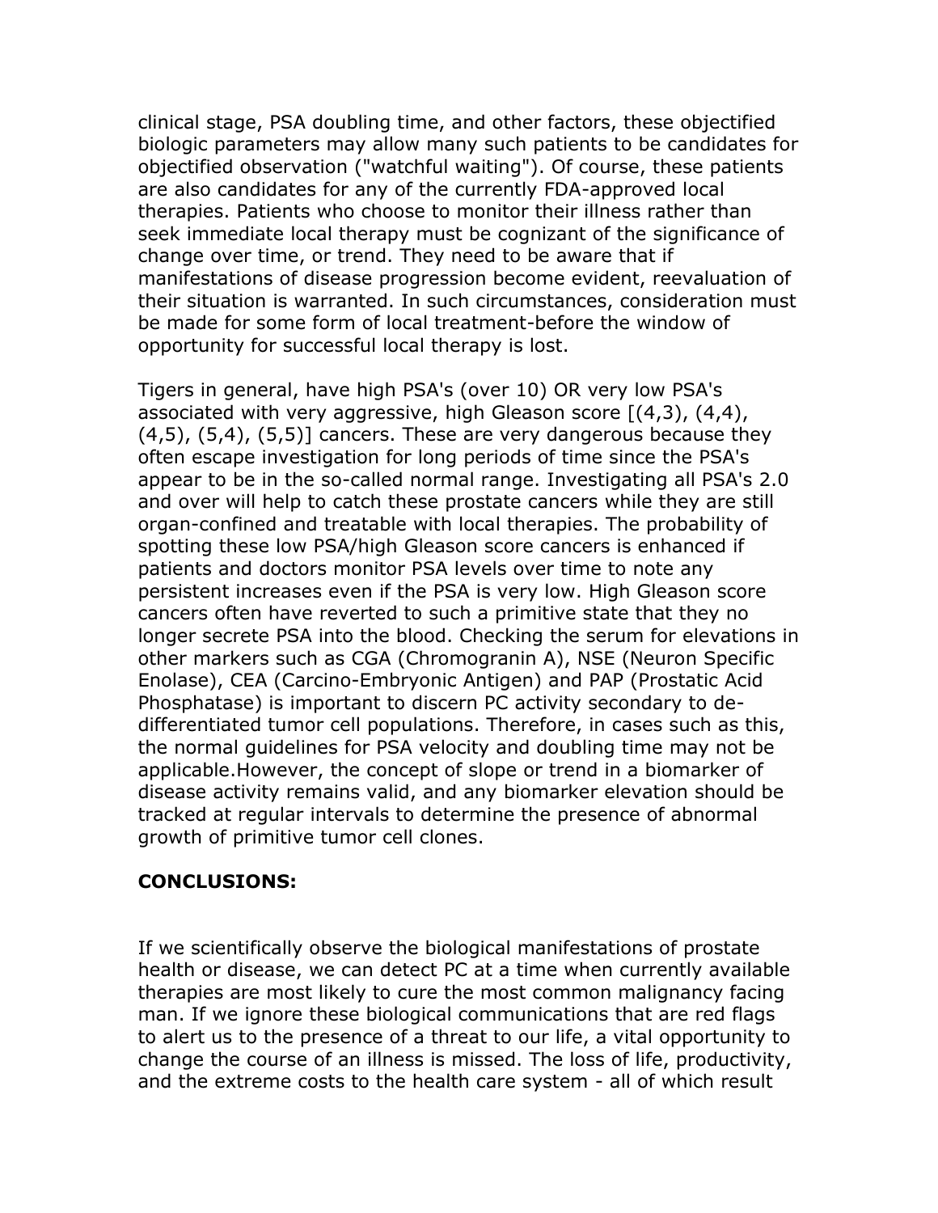clinical stage, PSA doubling time, and other factors, these objectified biologic parameters may allow many such patients to be candidates for objectified observation ("watchful waiting"). Of course, these patients are also candidates for any of the currently FDA-approved local therapies. Patients who choose to monitor their illness rather than seek immediate local therapy must be cognizant of the significance of change over time, or trend. They need to be aware that if manifestations of disease progression become evident, reevaluation of their situation is warranted. In such circumstances, consideration must be made for some form of local treatment-before the window of opportunity for successful local therapy is lost.

Tigers in general, have high PSA's (over 10) OR very low PSA's associated with very aggressive, high Gleason score [(4,3), (4,4), (4,5), (5,4), (5,5)] cancers. These are very dangerous because they often escape investigation for long periods of time since the PSA's appear to be in the so-called normal range. Investigating all PSA's 2.0 and over will help to catch these prostate cancers while they are still organ-confined and treatable with local therapies. The probability of spotting these low PSA/high Gleason score cancers is enhanced if patients and doctors monitor PSA levels over time to note any persistent increases even if the PSA is very low. High Gleason score cancers often have reverted to such a primitive state that they no longer secrete PSA into the blood. Checking the serum for elevations in other markers such as CGA (Chromogranin A), NSE (Neuron Specific Enolase), CEA (Carcino-Embryonic Antigen) and PAP (Prostatic Acid Phosphatase) is important to discern PC activity secondary to de-differentiated tumor cell populations. Therefore, in cases such as this, the normal guidelines for PSA velocity and doubling time may not be applicable.However, the concept of slope or trend in a biomarker of disease activity remains valid, and any biomarker elevation should be tracked at regular intervals to determine the presence of abnormal growth of primitive tumor cell clones.

**CONCLUSIONS:**

If we scientifically observe the biological manifestations of prostate health or disease, we can detect PC at a time when currently available therapies are most likely to cure the most common malignancy facing man. If we ignore these biological communications that are red flags to alert us to the presence of a threat to our life, a vital opportunity to change the course of an illness is missed. The loss of life, productivity, and the extreme costs to the health care system - all of which result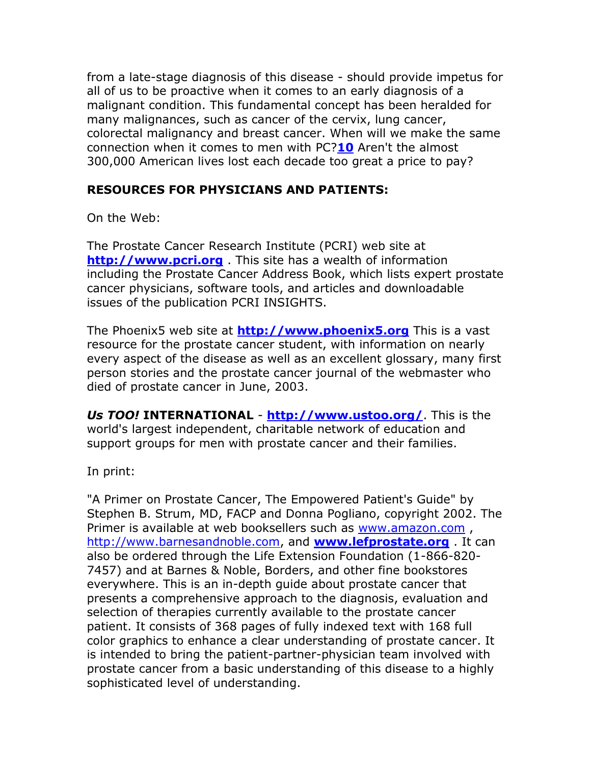from a late-stage diagnosis of this disease - should provide impetus for all of us to be proactive when it comes to an early diagnosis of a malignant condition. This fundamental concept has been heralded for many malignances, such as cancer of the cervix, lung cancer, colorectal malignancy and breast cancer. When will we make the same connection when it comes to men with PC?**10** Aren't the almost 300,000 American lives lost each decade too great a price to pay?

**RESOURCES FOR PHYSICIANS AND PATIENTS:**

On the Web:

The Prostate Cancer Research Institute (PCRI) web site at **http://www.pcri.org** . This site has a wealth of information including the Prostate Cancer Address Book, which lists expert prostate cancer physicians, software tools, and articles and downloadable issues of the publication PCRI INSIGHTS.

The Phoenix5 web site at **http://www.phoenix5.org** This is a vast resource for the prostate cancer student, with information on nearly every aspect of the disease as well as an excellent glossary, many first person stories and the prostate cancer journal of the webmaster who died of prostate cancer in June, 2003.

***Us TOO!*** **INTERNATIONAL** - **http://www.ustoo.org/**. This is the world's largest independent, charitable network of education and support groups for men with prostate cancer and their families.

In print:

"A Primer on Prostate Cancer, The Empowered Patient's Guide" by Stephen B. Strum, MD, FACP and Donna Pogliano, copyright 2002. The Primer is available at web booksellers such as www.amazon.com , http://www.barnesandnoble.com, and **www.lefprostate.org** . It can also be ordered through the Life Extension Foundation (1-866-820-7457) and at Barnes & Noble, Borders, and other fine bookstores everywhere. This is an in-depth guide about prostate cancer that presents a comprehensive approach to the diagnosis, evaluation and selection of therapies currently available to the prostate cancer patient. It consists of 368 pages of fully indexed text with 168 full color graphics to enhance a clear understanding of prostate cancer. It is intended to bring the patient-partner-physician team involved with prostate cancer from a basic understanding of this disease to a highly sophisticated level of understanding.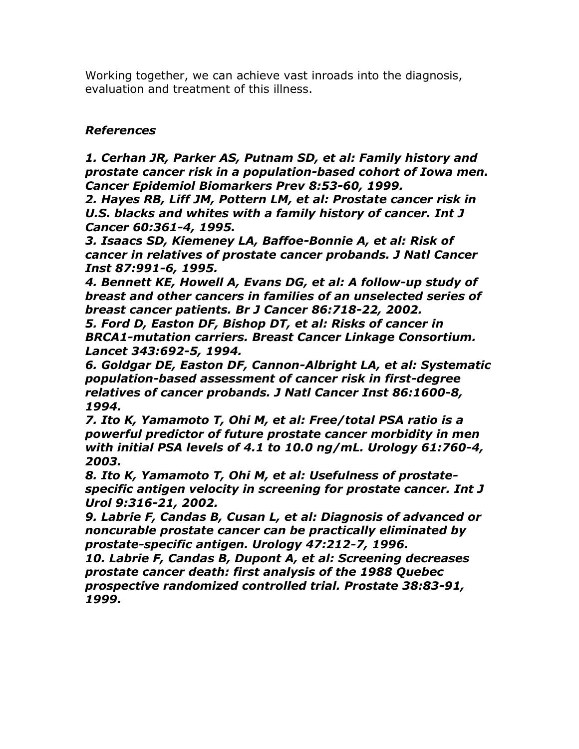Working together, we can achieve vast inroads into the diagnosis, evaluation and treatment of this illness.

***References***

***1. Cerhan JR, Parker AS, Putnam SD, et al: Family history and prostate cancer risk in a population-based cohort of Iowa men. Cancer Epidemiol Biomarkers Prev 8:53-60, 1999.***
***2. Hayes RB, Liff JM, Pottern LM, et al: Prostate cancer risk in U.S. blacks and whites with a family history of cancer. Int J Cancer 60:361-4, 1995.***
***3. Isaacs SD, Kiemeney LA, Baffoe-Bonnie A, et al: Risk of cancer in relatives of prostate cancer probands. J Natl Cancer Inst 87:991-6, 1995.***
***4. Bennett KE, Howell A, Evans DG, et al: A follow-up study of breast and other cancers in families of an unselected series of breast cancer patients. Br J Cancer 86:718-22, 2002.***
***5. Ford D, Easton DF, Bishop DT, et al: Risks of cancer in BRCA1-mutation carriers. Breast Cancer Linkage Consortium. Lancet 343:692-5, 1994.***
***6. Goldgar DE, Easton DF, Cannon-Albright LA, et al: Systematic population-based assessment of cancer risk in first-degree relatives of cancer probands. J Natl Cancer Inst 86:1600-8, 1994.***
***7. Ito K, Yamamoto T, Ohi M, et al: Free/total PSA ratio is a powerful predictor of future prostate cancer morbidity in men with initial PSA levels of 4.1 to 10.0 ng/mL. Urology 61:760-4, 2003.***
***8. Ito K, Yamamoto T, Ohi M, et al: Usefulness of prostate-specific antigen velocity in screening for prostate cancer. Int J Urol 9:316-21, 2002.***
***9. Labrie F, Candas B, Cusan L, et al: Diagnosis of advanced or noncurable prostate cancer can be practically eliminated by prostate-specific antigen. Urology 47:212-7, 1996.***
***10. Labrie F, Candas B, Dupont A, et al: Screening decreases prostate cancer death: first analysis of the 1988 Quebec prospective randomized controlled trial. Prostate 38:83-91, 1999.***